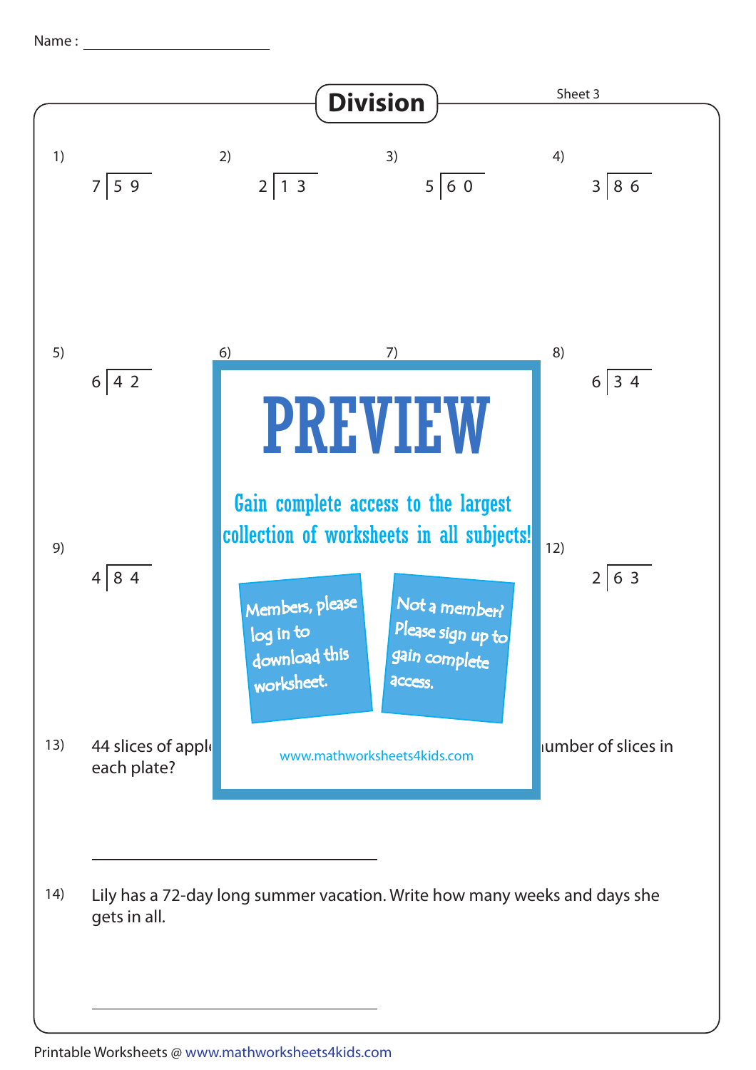Name : ____________________

# Division

Sheet 3

1) $7\overline{)59}$

2) $2\overline{)13}$

3) $5\overline{)60}$

4) $3\overline{)86}$

5) $6\overline{)42}$

6)

7)

8) $6\overline{)34}$

9) $4\overline{)84}$

12) $2\overline{)63}$

PREVIEW

Gain complete access to the largest collection of worksheets in all subjects!

Members, please log in to download this worksheet.

Not a member? Please sign up to gain complete access.

www.mathworksheets4kids.com

13) 44 slices of appl ... umber of slices in each plate?

____________________

14) Lily has a 72-day long summer vacation. Write how many weeks and days she gets in all.

____________________

Printable Worksheets @ www.mathworksheets4kids.com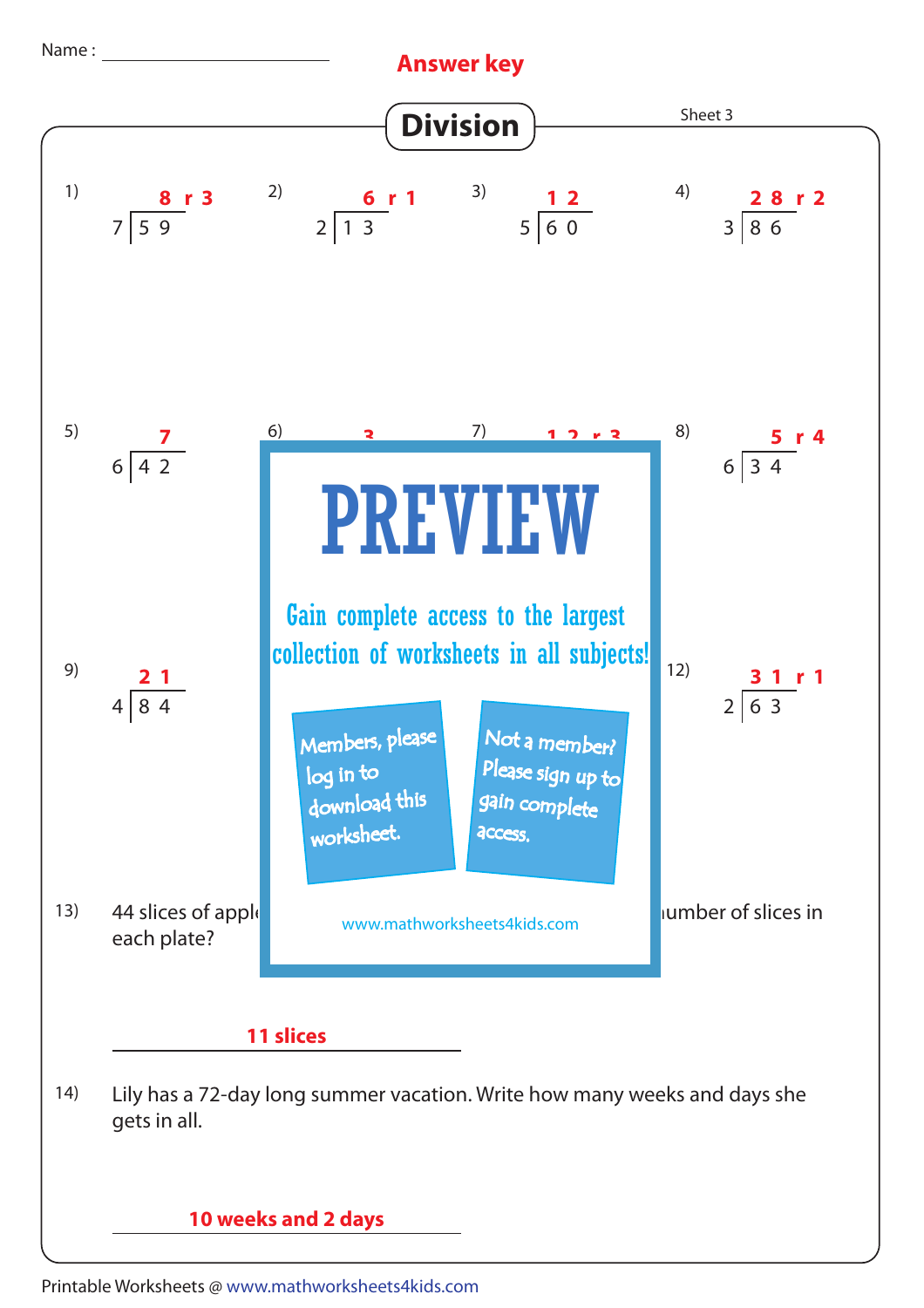Name : ____________________

**Answer key**

# Division

Sheet 3

1) $59 \div 7$ = **8 r 3**

2) $13 \div 2$ = **6 r 1**

3) $60 \div 5$ = **12**

4) $86 \div 3$ = **28 r 2**

5) $42 \div 6$ = **7**

6) **3**

7) **12 r 3**

8) $34 \div 6$ = **5 r 4**

9) $84 \div 4$ = **21**

12) $63 \div 2$ = **31 r 1**

PREVIEW

Gain complete access to the largest collection of worksheets in all subjects!

Members, please log in to download this worksheet.

Not a member? Please sign up to gain complete access.

www.mathworksheets4kids.com

13) 44 slices of apple ... number of slices in each plate?

**11 slices**

14) Lily has a 72-day long summer vacation. Write how many weeks and days she gets in all.

**10 weeks and 2 days**

Printable Worksheets @ www.mathworksheets4kids.com